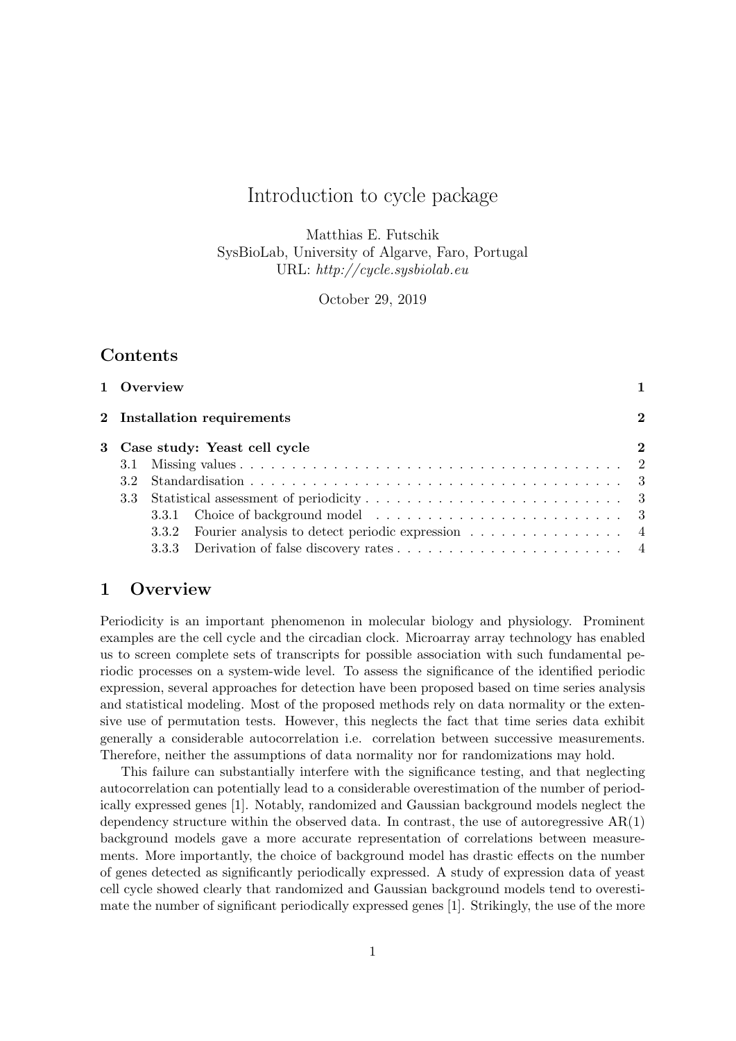# Introduction to cycle package

Matthias E. Futschik
SysBioLab, University of Algarve, Faro, Portugal
URL: *http://cycle.sysbiolab.eu*

October 29, 2019

## Contents

1 Overview 1

2 Installation requirements 2

3 Case study: Yeast cell cycle 2
- 3.1 Missing values 2
- 3.2 Standardisation 3
- 3.3 Statistical assessment of periodicity 3
  - 3.3.1 Choice of background model 3
  - 3.3.2 Fourier analysis to detect periodic expression 4
  - 3.3.3 Derivation of false discovery rates 4

## 1 Overview

Periodicity is an important phenomenon in molecular biology and physiology. Prominent examples are the cell cycle and the circadian clock. Microarray array technology has enabled us to screen complete sets of transcripts for possible association with such fundamental periodic processes on a system-wide level. To assess the significance of the identified periodic expression, several approaches for detection have been proposed based on time series analysis and statistical modeling. Most of the proposed methods rely on data normality or the extensive use of permutation tests. However, this neglects the fact that time series data exhibit generally a considerable autocorrelation i.e. correlation between successive measurements. Therefore, neither the assumptions of data normality nor for randomizations may hold.

This failure can substantially interfere with the significance testing, and that neglecting autocorrelation can potentially lead to a considerable overestimation of the number of periodically expressed genes [1]. Notably, randomized and Gaussian background models neglect the dependency structure within the observed data. In contrast, the use of autoregressive AR(1) background models gave a more accurate representation of correlations between measurements. More importantly, the choice of background model has drastic effects on the number of genes detected as significantly periodically expressed. A study of expression data of yeast cell cycle showed clearly that randomized and Gaussian background models tend to overestimate the number of significant periodically expressed genes [1]. Strikingly, the use of the more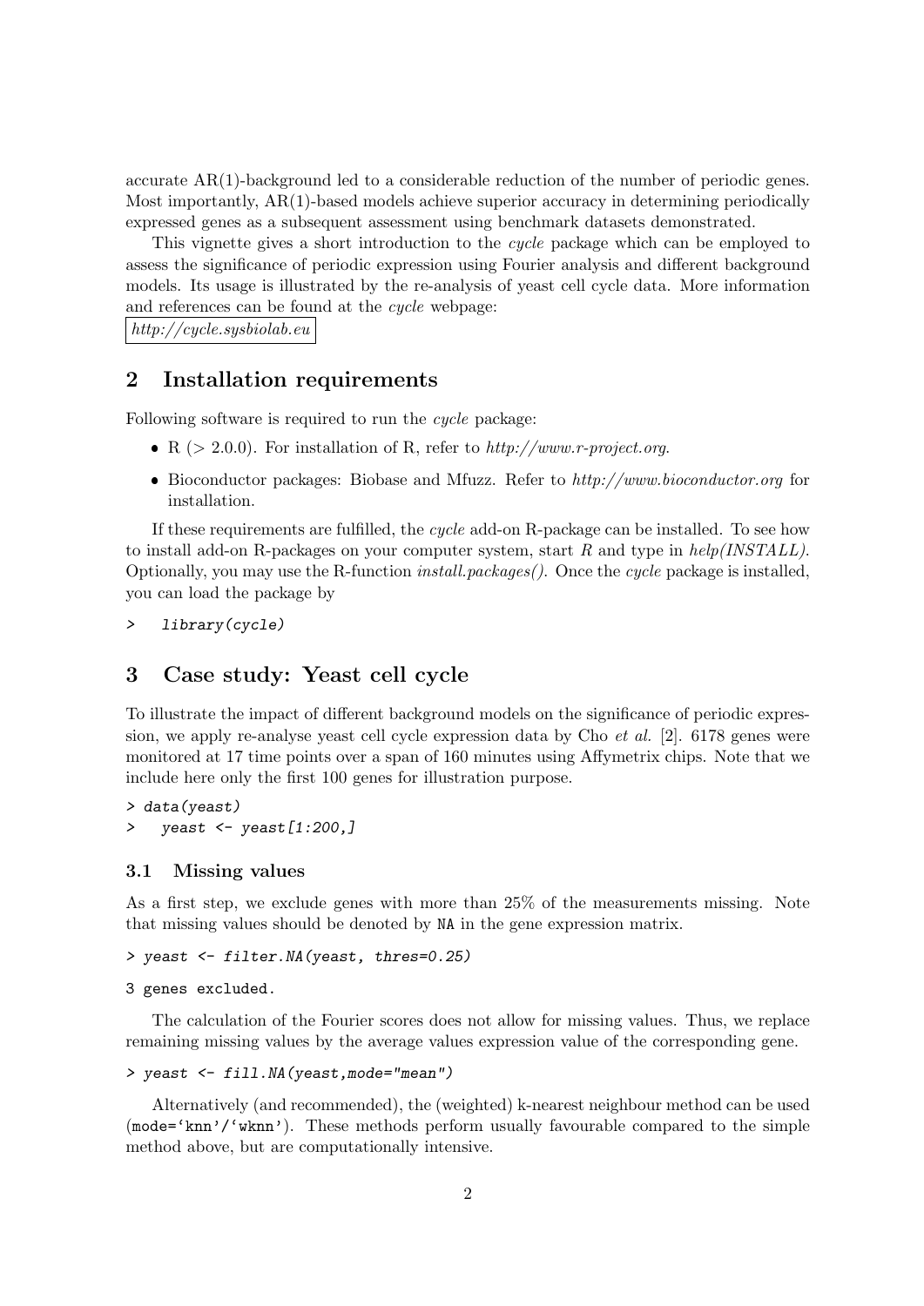accurate AR(1)-background led to a considerable reduction of the number of periodic genes. Most importantly, AR(1)-based models achieve superior accuracy in determining periodically expressed genes as a subsequent assessment using benchmark datasets demonstrated.

This vignette gives a short introduction to the *cycle* package which can be employed to assess the significance of periodic expression using Fourier analysis and different background models. Its usage is illustrated by the re-analysis of yeast cell cycle data. More information and references can be found at the *cycle* webpage:
*http://cycle.sysbiolab.eu*

## 2 Installation requirements

Following software is required to run the *cycle* package:

- R (> 2.0.0). For installation of R, refer to *http://www.r-project.org*.
- Bioconductor packages: Biobase and Mfuzz. Refer to *http://www.bioconductor.org* for installation.

If these requirements are fulfilled, the *cycle* add-on R-package can be installed. To see how to install add-on R-packages on your computer system, start *R* and type in *help(INSTALL)*. Optionally, you may use the R-function *install.packages()*. Once the *cycle* package is installed, you can load the package by

```
>   library(cycle)
```

## 3 Case study: Yeast cell cycle

To illustrate the impact of different background models on the significance of periodic expression, we apply re-analyse yeast cell cycle expression data by Cho *et al.* [2]. 6178 genes were monitored at 17 time points over a span of 160 minutes using Affymetrix chips. Note that we include here only the first 100 genes for illustration purpose.

```
> data(yeast)
>   yeast <- yeast[1:200,]
```

### 3.1 Missing values

As a first step, we exclude genes with more than 25% of the measurements missing. Note that missing values should be denoted by `NA` in the gene expression matrix.

```
> yeast <- filter.NA(yeast, thres=0.25)
```

```
3 genes excluded.
```

The calculation of the Fourier scores does not allow for missing values. Thus, we replace remaining missing values by the average values expression value of the corresponding gene.

```
> yeast <- fill.NA(yeast,mode="mean")
```

Alternatively (and recommended), the (weighted) k-nearest neighbour method can be used (`mode='knn'/'wknn'`). These methods perform usually favourable compared to the simple method above, but are computationally intensive.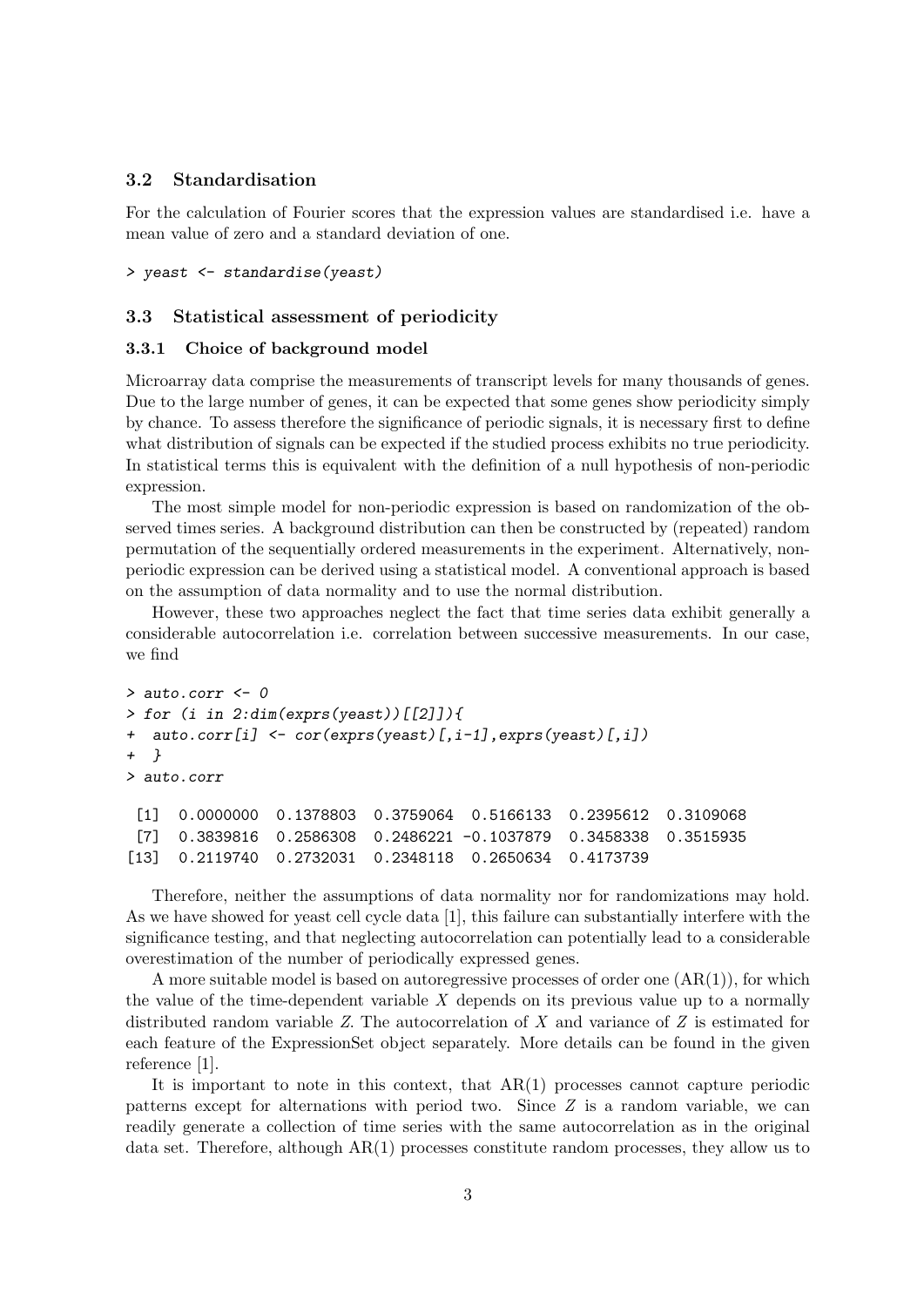### 3.2 Standardisation

For the calculation of Fourier scores that the expression values are standardised i.e. have a mean value of zero and a standard deviation of one.

```
> yeast <- standardise(yeast)
```

### 3.3 Statistical assessment of periodicity

#### 3.3.1 Choice of background model

Microarray data comprise the measurements of transcript levels for many thousands of genes. Due to the large number of genes, it can be expected that some genes show periodicity simply by chance. To assess therefore the significance of periodic signals, it is necessary first to define what distribution of signals can be expected if the studied process exhibits no true periodicity. In statistical terms this is equivalent with the definition of a null hypothesis of non-periodic expression.

The most simple model for non-periodic expression is based on randomization of the observed times series. A background distribution can then be constructed by (repeated) random permutation of the sequentially ordered measurements in the experiment. Alternatively, non-periodic expression can be derived using a statistical model. A conventional approach is based on the assumption of data normality and to use the normal distribution.

However, these two approaches neglect the fact that time series data exhibit generally a considerable autocorrelation i.e. correlation between successive measurements. In our case, we find

```
> auto.corr <- 0
> for (i in 2:dim(exprs(yeast))[[2]]){
+  auto.corr[i] <- cor(exprs(yeast)[,i-1],exprs(yeast)[,i])
+  }
> auto.corr

 [1]  0.0000000  0.1378803  0.3759064  0.5166133  0.2395612  0.3109068
 [7]  0.3839816  0.2586308  0.2486221 -0.1037879  0.3458338  0.3515935
[13]  0.2119740  0.2732031  0.2348118  0.2650634  0.4173739
```

Therefore, neither the assumptions of data normality nor for randomizations may hold. As we have showed for yeast cell cycle data [1], this failure can substantially interfere with the significance testing, and that neglecting autocorrelation can potentially lead to a considerable overestimation of the number of periodically expressed genes.

A more suitable model is based on autoregressive processes of order one (AR(1)), for which the value of the time-dependent variable $X$ depends on its previous value up to a normally distributed random variable $Z$. The autocorrelation of $X$ and variance of $Z$ is estimated for each feature of the ExpressionSet object separately. More details can be found in the given reference [1].

It is important to note in this context, that AR(1) processes cannot capture periodic patterns except for alternations with period two. Since $Z$ is a random variable, we can readily generate a collection of time series with the same autocorrelation as in the original data set. Therefore, although AR(1) processes constitute random processes, they allow us to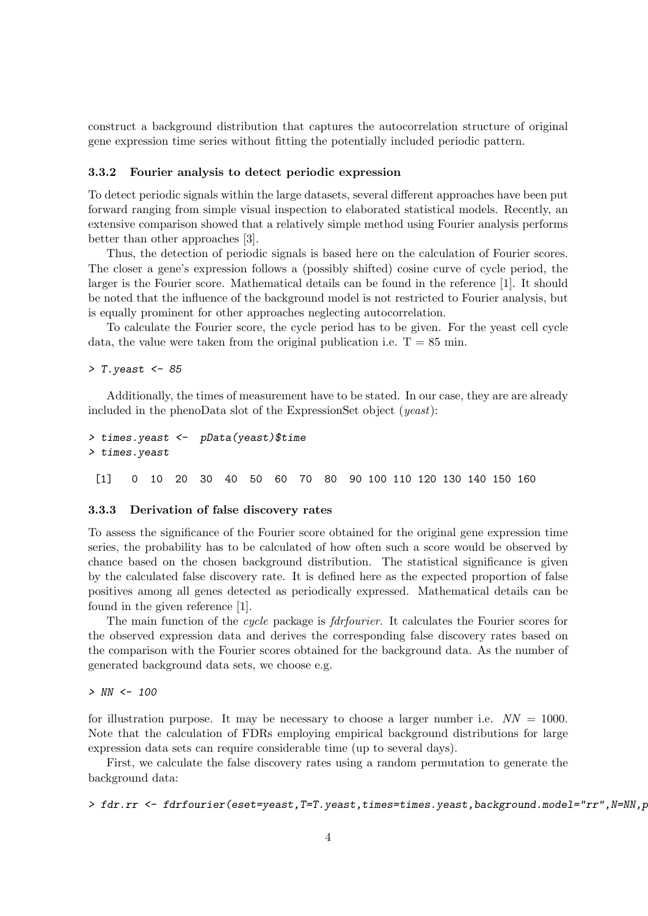construct a background distribution that captures the autocorrelation structure of original gene expression time series without fitting the potentially included periodic pattern.

### 3.3.2 Fourier analysis to detect periodic expression

To detect periodic signals within the large datasets, several different approaches have been put forward ranging from simple visual inspection to elaborated statistical models. Recently, an extensive comparison showed that a relatively simple method using Fourier analysis performs better than other approaches [3].

Thus, the detection of periodic signals is based here on the calculation of Fourier scores. The closer a gene's expression follows a (possibly shifted) cosine curve of cycle period, the larger is the Fourier score. Mathematical details can be found in the reference [1]. It should be noted that the influence of the background model is not restricted to Fourier analysis, but is equally prominent for other approaches neglecting autocorrelation.

To calculate the Fourier score, the cycle period has to be given. For the yeast cell cycle data, the value were taken from the original publication i.e. T = 85 min.

```
> T.yeast <- 85
```

Additionally, the times of measurement have to be stated. In our case, they are are already included in the phenoData slot of the ExpressionSet object (*yeast*):

```
> times.yeast <-  pData(yeast)$time
> times.yeast

 [1]   0  10  20  30  40  50  60  70  80  90 100 110 120 130 140 150 160
```

### 3.3.3 Derivation of false discovery rates

To assess the significance of the Fourier score obtained for the original gene expression time series, the probability has to be calculated of how often such a score would be observed by chance based on the chosen background distribution. The statistical significance is given by the calculated false discovery rate. It is defined here as the expected proportion of false positives among all genes detected as periodically expressed. Mathematical details can be found in the given reference [1].

The main function of the *cycle* package is *fdrfourier*. It calculates the Fourier scores for the observed expression data and derives the corresponding false discovery rates based on the comparison with the Fourier scores obtained for the background data. As the number of generated background data sets, we choose e.g.

```
> NN <- 100
```

for illustration purpose. It may be necessary to choose a larger number i.e. $NN = 1000$. Note that the calculation of FDRs employing empirical background distributions for large expression data sets can require considerable time (up to several days).

First, we calculate the false discovery rates using a random permutation to generate the background data:

```
> fdr.rr <- fdrfourier(eset=yeast,T=T.yeast,times=times.yeast,background.model="rr",N=NN,p
```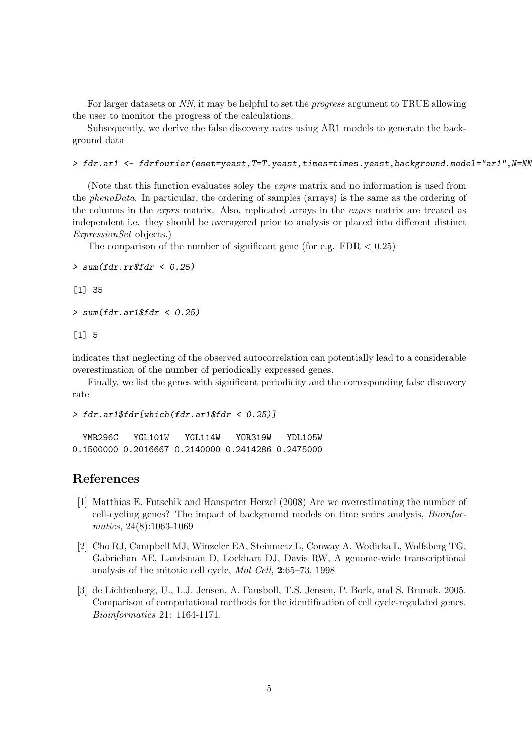For larger datasets or *NN*, it may be helpful to set the *progress* argument to TRUE allowing the user to monitor the progress of the calculations.

Subsequently, we derive the false discovery rates using AR1 models to generate the background data

```
> fdr.ar1 <- fdrfourier(eset=yeast,T=T.yeast,times=times.yeast,background.model="ar1",N=NN
```

(Note that this function evaluates soley the *exprs* matrix and no information is used from the *phenoData*. In particular, the ordering of samples (arrays) is the same as the ordering of the columns in the *exprs* matrix. Also, replicated arrays in the *exprs* matrix are treated as independent i.e. they should be averagered prior to analysis or placed into different distinct *ExpressionSet* objects.)

The comparison of the number of significant gene (for e.g. FDR < 0.25)

```
> sum(fdr.rr$fdr < 0.25)

[1] 35

> sum(fdr.ar1$fdr < 0.25)

[1] 5
```

indicates that neglecting of the observed autocorrelation can potentially lead to a considerable overestimation of the number of periodically expressed genes.

Finally, we list the genes with significant periodicity and the corresponding false discovery rate

```
> fdr.ar1$fdr[which(fdr.ar1$fdr < 0.25)]

  YMR296C   YGL101W   YGL114W   YOR319W   YDL105W
0.1500000 0.2016667 0.2140000 0.2414286 0.2475000
```

## References

[1] Matthias E. Futschik and Hanspeter Herzel (2008) Are we overestimating the number of cell-cycling genes? The impact of background models on time series analysis, *Bioinformatics*, 24(8):1063-1069

[2] Cho RJ, Campbell MJ, Winzeler EA, Steinmetz L, Conway A, Wodicka L, Wolfsberg TG, Gabrielian AE, Landsman D, Lockhart DJ, Davis RW, A genome-wide transcriptional analysis of the mitotic cell cycle, *Mol Cell*, **2**:65–73, 1998

[3] de Lichtenberg, U., L.J. Jensen, A. Fausboll, T.S. Jensen, P. Bork, and S. Brunak. 2005. Comparison of computational methods for the identification of cell cycle-regulated genes. *Bioinformatics* 21: 1164-1171.